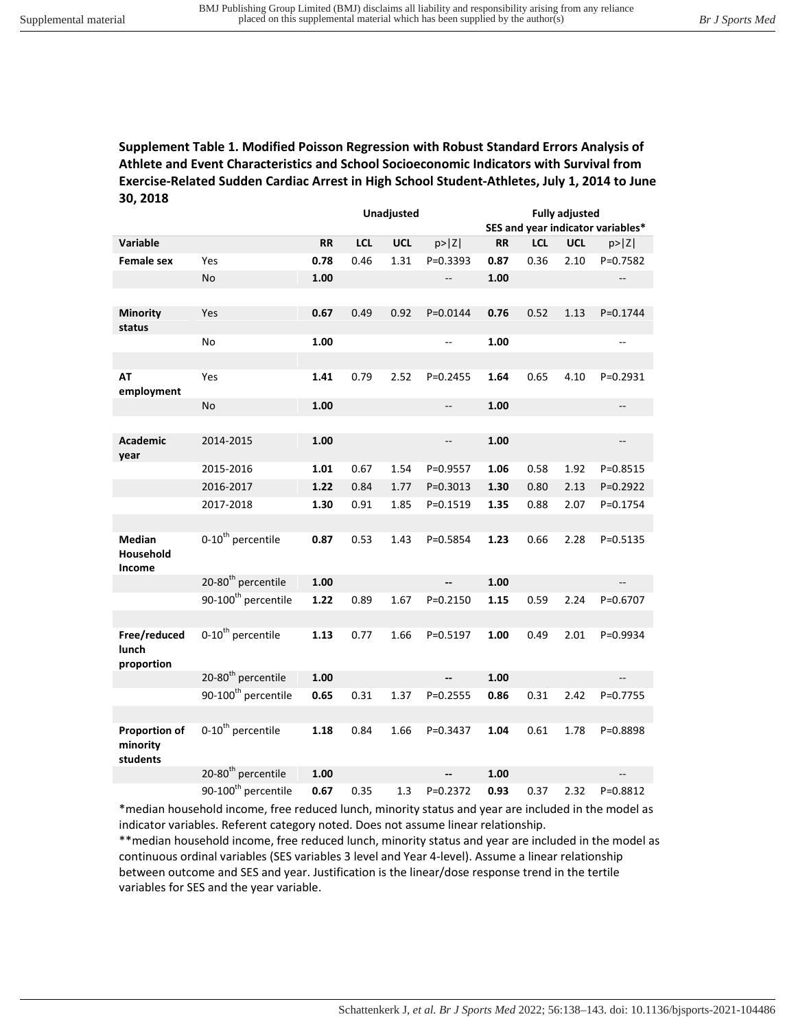Supplemental material

**Supplement Table 1. Modified Poisson Regression with Robust Standard Errors Analysis of Athlete and Event Characteristics and School Socioeconomic Indicators with Survival from Exercise-Related Sudden Cardiac Arrest in High School Student-Athletes, July 1, 2014 to June 30, 2018**

| | | Unadjusted | | | | Fully adjusted SES and year indicator variables* | | | |
|---|---|---|---|---|---|---|---|---|---|
| **Variable** | | **RR** | **LCL** | **UCL** | p>\|Z\| | **RR** | **LCL** | **UCL** | p>\|Z\| |
| **Female sex** | Yes | **0.78** | 0.46 | 1.31 | P=0.3393 | **0.87** | 0.36 | 2.10 | P=0.7582 |
| | No | **1.00** | | | -- | **1.00** | | | -- |
| **Minority status** | Yes | **0.67** | 0.49 | 0.92 | P=0.0144 | **0.76** | 0.52 | 1.13 | P=0.1744 |
| | No | **1.00** | | | -- | **1.00** | | | -- |
| **AT employment** | Yes | **1.41** | 0.79 | 2.52 | P=0.2455 | **1.64** | 0.65 | 4.10 | P=0.2931 |
| | No | **1.00** | | | -- | **1.00** | | | -- |
| **Academic year** | 2014-2015 | **1.00** | | | -- | **1.00** | | | -- |
| | 2015-2016 | **1.01** | 0.67 | 1.54 | P=0.9557 | **1.06** | 0.58 | 1.92 | P=0.8515 |
| | 2016-2017 | **1.22** | 0.84 | 1.77 | P=0.3013 | **1.30** | 0.80 | 2.13 | P=0.2922 |
| | 2017-2018 | **1.30** | 0.91 | 1.85 | P=0.1519 | **1.35** | 0.88 | 2.07 | P=0.1754 |
| **Median Household Income** | 0-10th percentile | **0.87** | 0.53 | 1.43 | P=0.5854 | **1.23** | 0.66 | 2.28 | P=0.5135 |
| | 20-80th percentile | **1.00** | | | **--** | **1.00** | | | -- |
| | 90-100th percentile | **1.22** | 0.89 | 1.67 | P=0.2150 | **1.15** | 0.59 | 2.24 | P=0.6707 |
| **Free/reduced lunch proportion** | 0-10th percentile | **1.13** | 0.77 | 1.66 | P=0.5197 | **1.00** | 0.49 | 2.01 | P=0.9934 |
| | 20-80th percentile | **1.00** | | | **--** | **1.00** | | | -- |
| | 90-100th percentile | **0.65** | 0.31 | 1.37 | P=0.2555 | **0.86** | 0.31 | 2.42 | P=0.7755 |
| **Proportion of minority students** | 0-10th percentile | **1.18** | 0.84 | 1.66 | P=0.3437 | **1.04** | 0.61 | 1.78 | P=0.8898 |
| | 20-80th percentile | **1.00** | | | **--** | **1.00** | | | -- |
| | 90-100th percentile | **0.67** | 0.35 | 1.3 | P=0.2372 | **0.93** | 0.37 | 2.32 | P=0.8812 |

*median household income, free reduced lunch, minority status and year are included in the model as indicator variables. Referent category noted. Does not assume linear relationship.

**median household income, free reduced lunch, minority status and year are included in the model as continuous ordinal variables (SES variables 3 level and Year 4-level). Assume a linear relationship between outcome and SES and year. Justification is the linear/dose response trend in the tertile variables for SES and the year variable.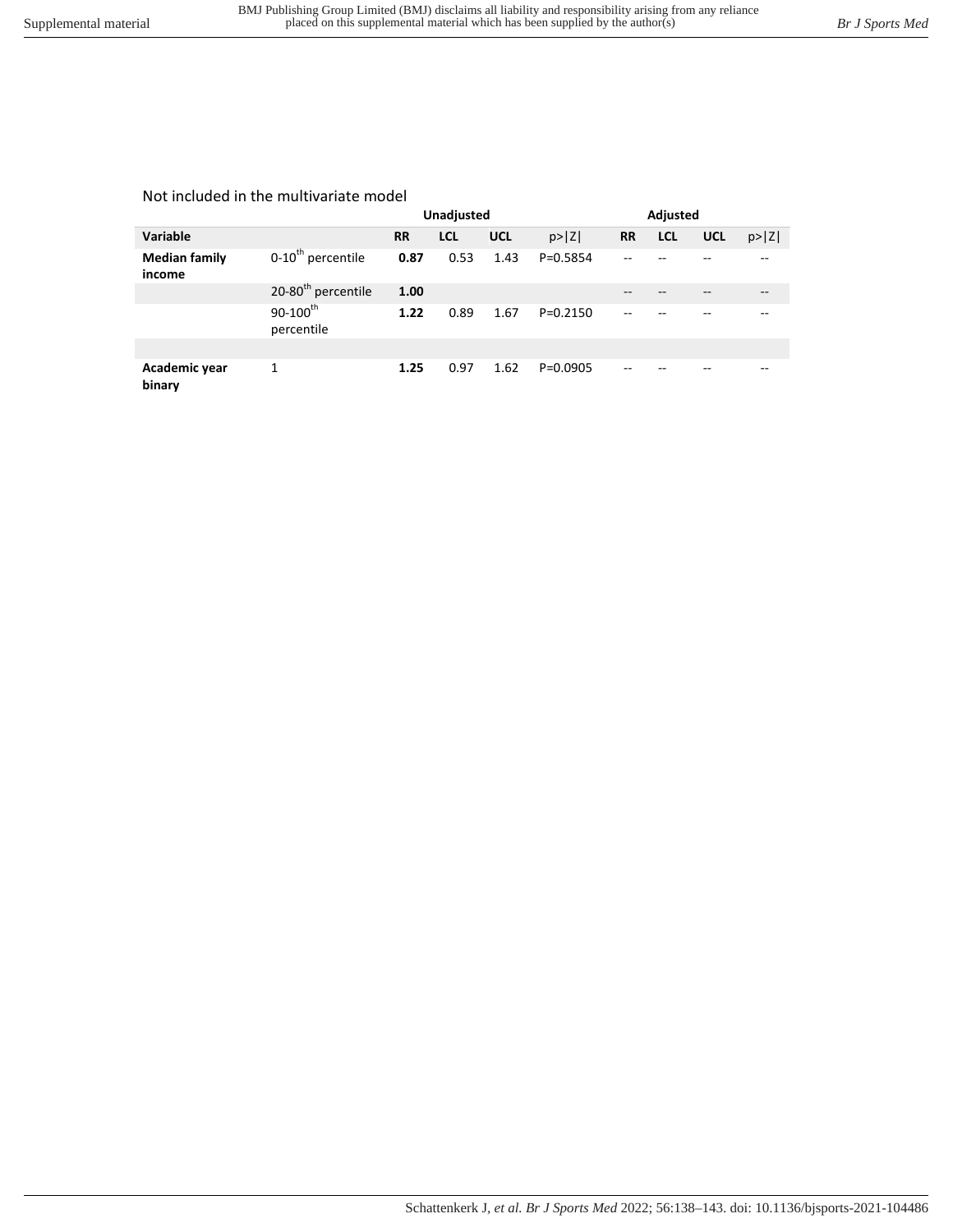Not included in the multivariate model

| | | Unadjusted | | | | Adjusted | | | |
|---|---|---|---|---|---|---|---|---|---|
| **Variable** | | **RR** | **LCL** | **UCL** | p>\|Z\| | **RR** | **LCL** | **UCL** | p>\|Z\| |
| **Median family income** | 0-10th percentile | **0.87** | 0.53 | 1.43 | P=0.5854 | -- | -- | -- | -- |
| | 20-80th percentile | **1.00** | | | | -- | -- | -- | -- |
| | 90-100th percentile | **1.22** | 0.89 | 1.67 | P=0.2150 | -- | -- | -- | -- |
| | | | | | | | | | |
| **Academic year binary** | 1 | **1.25** | 0.97 | 1.62 | P=0.0905 | -- | -- | -- | -- |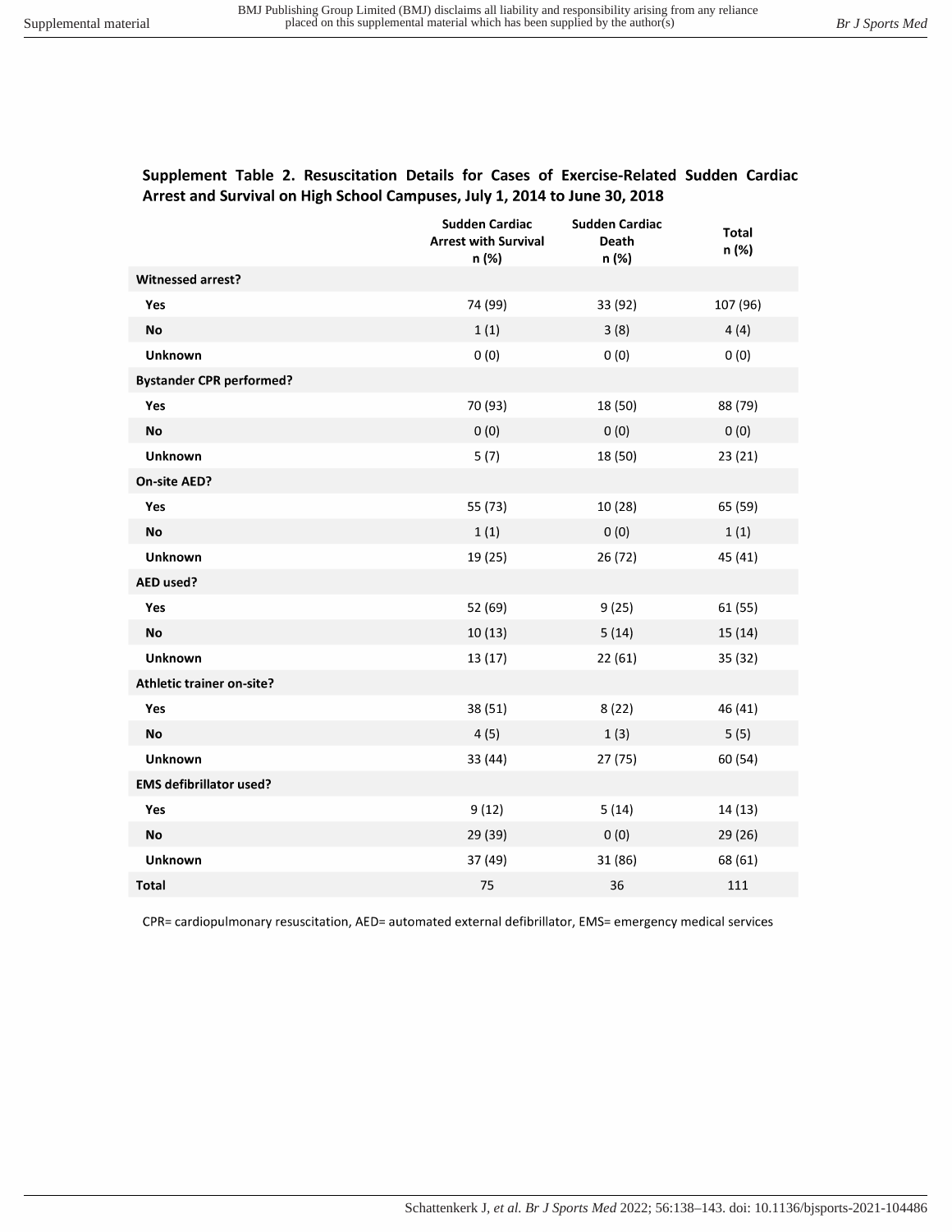**Supplement Table 2. Resuscitation Details for Cases of Exercise-Related Sudden Cardiac Arrest and Survival on High School Campuses, July 1, 2014 to June 30, 2018**

| | Sudden Cardiac Arrest with Survival n (%) | Sudden Cardiac Death n (%) | Total n (%) |
|---|---|---|---|
| **Witnessed arrest?** | | | |
| **Yes** | 74 (99) | 33 (92) | 107 (96) |
| **No** | 1 (1) | 3 (8) | 4 (4) |
| **Unknown** | 0 (0) | 0 (0) | 0 (0) |
| **Bystander CPR performed?** | | | |
| **Yes** | 70 (93) | 18 (50) | 88 (79) |
| **No** | 0 (0) | 0 (0) | 0 (0) |
| **Unknown** | 5 (7) | 18 (50) | 23 (21) |
| **On-site AED?** | | | |
| **Yes** | 55 (73) | 10 (28) | 65 (59) |
| **No** | 1 (1) | 0 (0) | 1 (1) |
| **Unknown** | 19 (25) | 26 (72) | 45 (41) |
| **AED used?** | | | |
| **Yes** | 52 (69) | 9 (25) | 61 (55) |
| **No** | 10 (13) | 5 (14) | 15 (14) |
| **Unknown** | 13 (17) | 22 (61) | 35 (32) |
| **Athletic trainer on-site?** | | | |
| **Yes** | 38 (51) | 8 (22) | 46 (41) |
| **No** | 4 (5) | 1 (3) | 5 (5) |
| **Unknown** | 33 (44) | 27 (75) | 60 (54) |
| **EMS defibrillator used?** | | | |
| **Yes** | 9 (12) | 5 (14) | 14 (13) |
| **No** | 29 (39) | 0 (0) | 29 (26) |
| **Unknown** | 37 (49) | 31 (86) | 68 (61) |
| **Total** | 75 | 36 | 111 |

CPR= cardiopulmonary resuscitation, AED= automated external defibrillator, EMS= emergency medical services